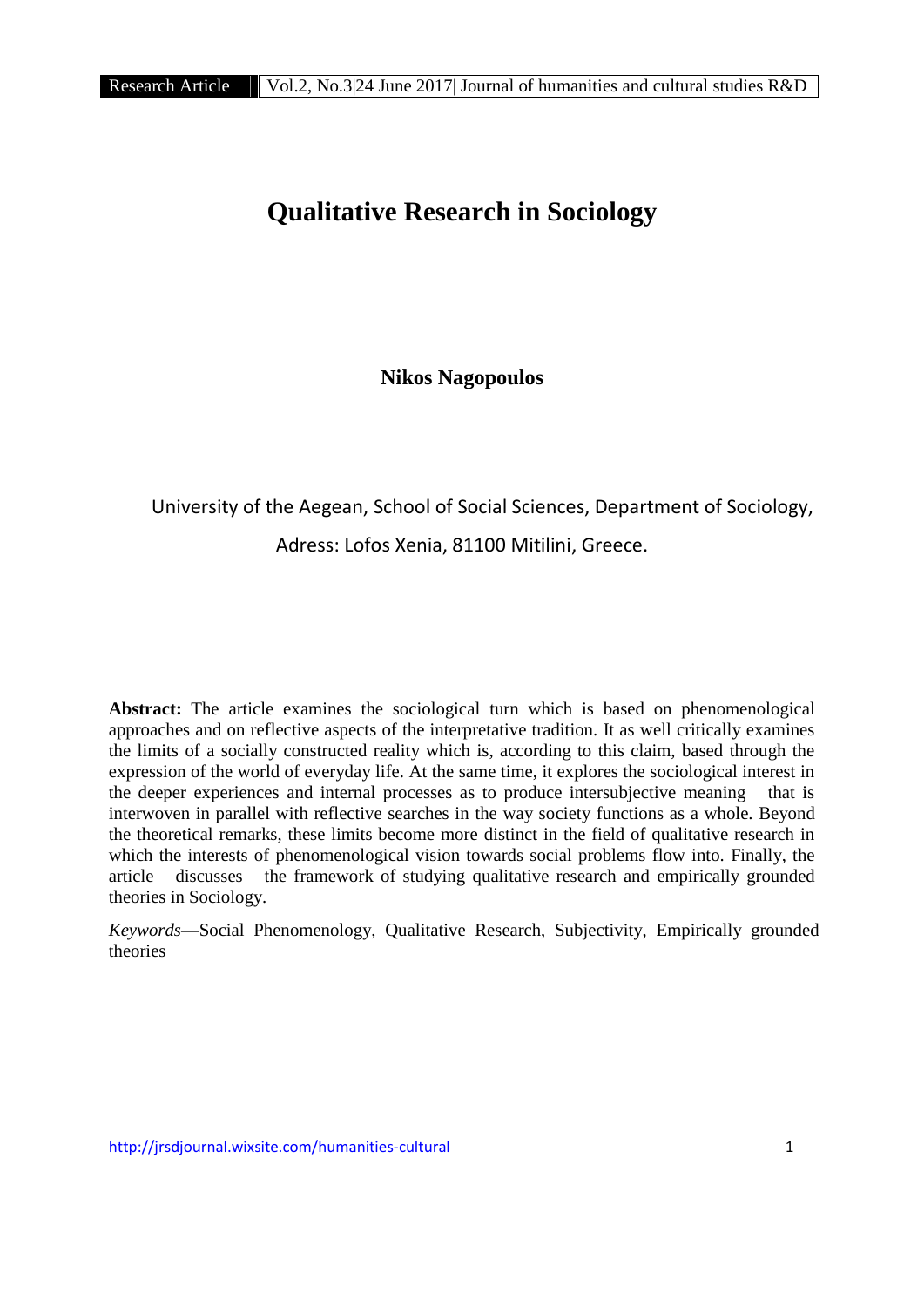# Qualitative Research in Sociology

**Nikos Nagopoulos**

University of the Aegean, School of Social Sciences, Department of Sociology,

Adress: Lofos Xenia, 81100 Mitilini, Greece.

**Abstract:** The article examines the sociological turn which is based on phenomenological approaches and on reflective aspects of the interpretative tradition. It as well critically examines the limits of a socially constructed reality which is, according to this claim, based through the expression of the world of everyday life. At the same time, it explores the sociological interest in the deeper experiences and internal processes as to produce intersubjective meaning that is interwoven in parallel with reflective searches in the way society functions as a whole. Beyond the theoretical remarks, these limits become more distinct in the field of qualitative research in which the interests of phenomenological vision towards social problems flow into. Finally, the article discusses the framework of studying qualitative research and empirically grounded theories in Sociology.

*Keywords*—Social Phenomenology, Qualitative Research, Subjectivity, Empirically grounded theories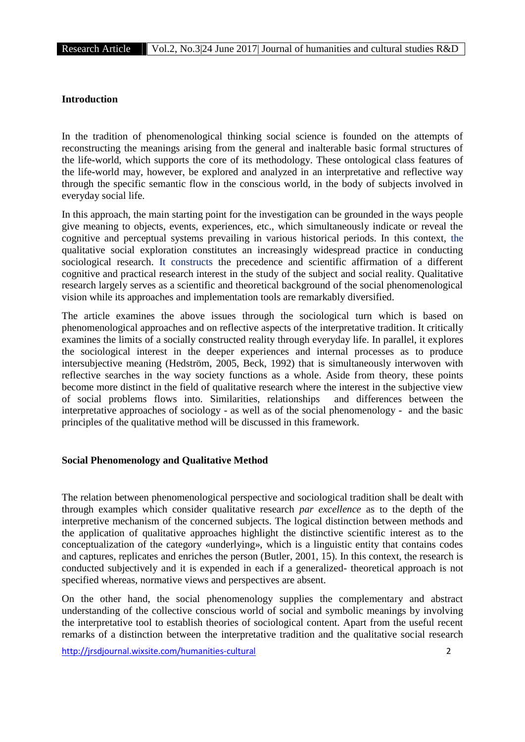## Introduction

In the tradition of phenomenological thinking social science is founded on the attempts of reconstructing the meanings arising from the general and inalterable basic formal structures of the life-world, which supports the core of its methodology. These ontological class features of the life-world may, however, be explored and analyzed in an interpretative and reflective way through the specific semantic flow in the conscious world, in the body of subjects involved in everyday social life.

In this approach, the main starting point for the investigation can be grounded in the ways people give meaning to objects, events, experiences, etc., which simultaneously indicate or reveal the cognitive and perceptual systems prevailing in various historical periods. In this context, the qualitative social exploration constitutes an increasingly widespread practice in conducting sociological research. It constructs the precedence and scientific affirmation of a different cognitive and practical research interest in the study of the subject and social reality. Qualitative research largely serves as a scientific and theoretical background of the social phenomenological vision while its approaches and implementation tools are remarkably diversified.

The article examines the above issues through the sociological turn which is based on phenomenological approaches and on reflective aspects of the interpretative tradition. It critically examines the limits of a socially constructed reality through everyday life. In parallel, it explores the sociological interest in the deeper experiences and internal processes as to produce intersubjective meaning (Hedström, 2005, Beck, 1992) that is simultaneously interwoven with reflective searches in the way society functions as a whole. Aside from theory, these points become more distinct in the field of qualitative research where the interest in the subjective view of social problems flows into. Similarities, relationships and differences between the interpretative approaches of sociology - as well as of the social phenomenology - and the basic principles of the qualitative method will be discussed in this framework.

## Social Phenomenology and Qualitative Method

The relation between phenomenological perspective and sociological tradition shall be dealt with through examples which consider qualitative research *par excellence* as to the depth of the interpretive mechanism of the concerned subjects. The logical distinction between methods and the application of qualitative approaches highlight the distinctive scientific interest as to the conceptualization of the category «underlying», which is a linguistic entity that contains codes and captures, replicates and enriches the person (Butler, 2001, 15). In this context, the research is conducted subjectively and it is expended in each if a generalized- theoretical approach is not specified whereas, normative views and perspectives are absent.

On the other hand, the social phenomenology supplies the complementary and abstract understanding of the collective conscious world of social and symbolic meanings by involving the interpretative tool to establish theories of sociological content. Apart from the useful recent remarks of a distinction between the interpretative tradition and the qualitative social research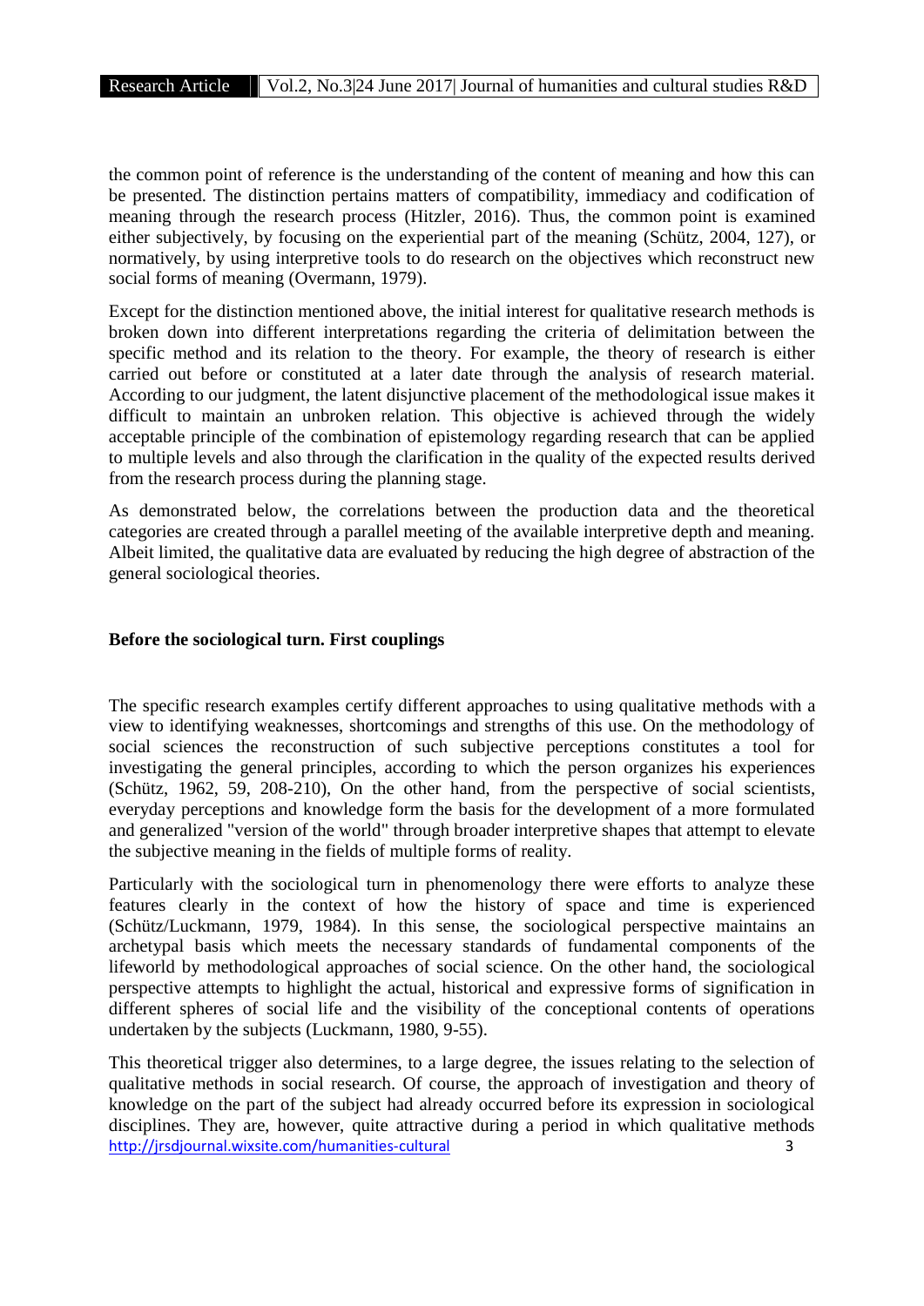the common point of reference is the understanding of the content of meaning and how this can be presented. The distinction pertains matters of compatibility, immediacy and codification of meaning through the research process (Hitzler, 2016). Thus, the common point is examined either subjectively, by focusing on the experiential part of the meaning (Schütz, 2004, 127), or normatively, by using interpretive tools to do research on the objectives which reconstruct new social forms of meaning (Overmann, 1979).

Except for the distinction mentioned above, the initial interest for qualitative research methods is broken down into different interpretations regarding the criteria of delimitation between the specific method and its relation to the theory. For example, the theory of research is either carried out before or constituted at a later date through the analysis of research material. According to our judgment, the latent disjunctive placement of the methodological issue makes it difficult to maintain an unbroken relation. This objective is achieved through the widely acceptable principle of the combination of epistemology regarding research that can be applied to multiple levels and also through the clarification in the quality of the expected results derived from the research process during the planning stage.

As demonstrated below, the correlations between the production data and the theoretical categories are created through a parallel meeting of the available interpretive depth and meaning. Albeit limited, the qualitative data are evaluated by reducing the high degree of abstraction of the general sociological theories.

**Before the sociological turn. First couplings**

The specific research examples certify different approaches to using qualitative methods with a view to identifying weaknesses, shortcomings and strengths of this use. On the methodology of social sciences the reconstruction of such subjective perceptions constitutes a tool for investigating the general principles, according to which the person organizes his experiences (Schütz, 1962, 59, 208-210), On the other hand, from the perspective of social scientists, everyday perceptions and knowledge form the basis for the development of a more formulated and generalized "version of the world" through broader interpretive shapes that attempt to elevate the subjective meaning in the fields of multiple forms of reality.

Particularly with the sociological turn in phenomenology there were efforts to analyze these features clearly in the context of how the history of space and time is experienced (Schütz/Luckmann, 1979, 1984). In this sense, the sociological perspective maintains an archetypal basis which meets the necessary standards of fundamental components of the lifeworld by methodological approaches of social science. On the other hand, the sociological perspective attempts to highlight the actual, historical and expressive forms of signification in different spheres of social life and the visibility of the conceptional contents of operations undertaken by the subjects (Luckmann, 1980, 9-55).

This theoretical trigger also determines, to a large degree, the issues relating to the selection of qualitative methods in social research. Of course, the approach of investigation and theory of knowledge on the part of the subject had already occurred before its expression in sociological disciplines. They are, however, quite attractive during a period in which qualitative methods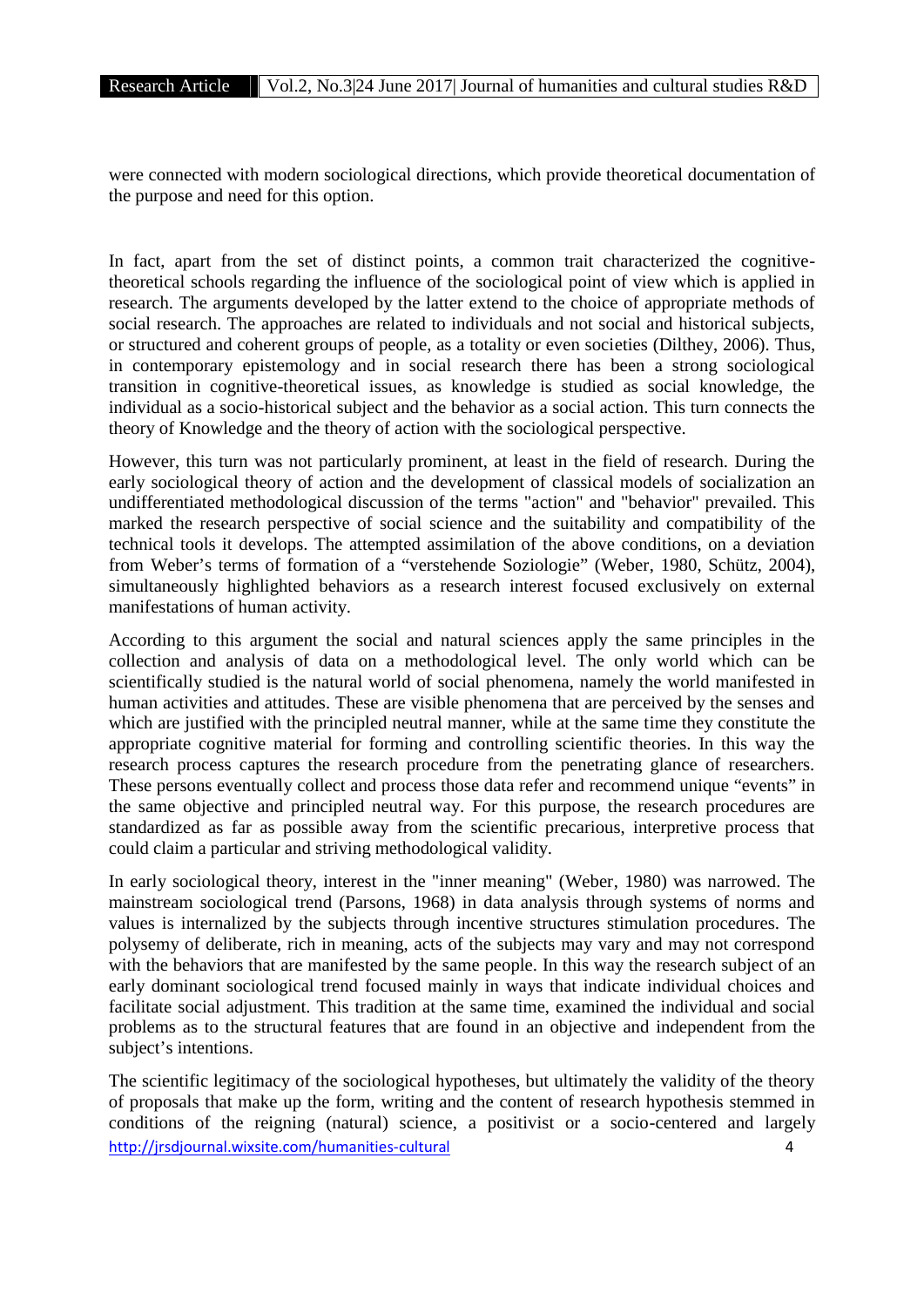were connected with modern sociological directions, which provide theoretical documentation of the purpose and need for this option.

In fact, apart from the set of distinct points, a common trait characterized the cognitive-theoretical schools regarding the influence of the sociological point of view which is applied in research. The arguments developed by the latter extend to the choice of appropriate methods of social research. The approaches are related to individuals and not social and historical subjects, or structured and coherent groups of people, as a totality or even societies (Dilthey, 2006). Thus, in contemporary epistemology and in social research there has been a strong sociological transition in cognitive-theoretical issues, as knowledge is studied as social knowledge, the individual as a socio-historical subject and the behavior as a social action. This turn connects the theory of Knowledge and the theory of action with the sociological perspective.

However, this turn was not particularly prominent, at least in the field of research. During the early sociological theory of action and the development of classical models of socialization an undifferentiated methodological discussion of the terms "action" and "behavior" prevailed. This marked the research perspective of social science and the suitability and compatibility of the technical tools it develops. The attempted assimilation of the above conditions, on a deviation from Weber's terms of formation of a "verstehende Soziologie" (Weber, 1980, Schütz, 2004), simultaneously highlighted behaviors as a research interest focused exclusively on external manifestations of human activity.

According to this argument the social and natural sciences apply the same principles in the collection and analysis of data on a methodological level. The only world which can be scientifically studied is the natural world of social phenomena, namely the world manifested in human activities and attitudes. These are visible phenomena that are perceived by the senses and which are justified with the principled neutral manner, while at the same time they constitute the appropriate cognitive material for forming and controlling scientific theories. In this way the research process captures the research procedure from the penetrating glance of researchers. These persons eventually collect and process those data refer and recommend unique "events" in the same objective and principled neutral way. For this purpose, the research procedures are standardized as far as possible away from the scientific precarious, interpretive process that could claim a particular and striving methodological validity.

In early sociological theory, interest in the "inner meaning" (Weber, 1980) was narrowed. The mainstream sociological trend (Parsons, 1968) in data analysis through systems of norms and values is internalized by the subjects through incentive structures stimulation procedures. The polysemy of deliberate, rich in meaning, acts of the subjects may vary and may not correspond with the behaviors that are manifested by the same people. In this way the research subject of an early dominant sociological trend focused mainly in ways that indicate individual choices and facilitate social adjustment. This tradition at the same time, examined the individual and social problems as to the structural features that are found in an objective and independent from the subject's intentions.

The scientific legitimacy of the sociological hypotheses, but ultimately the validity of the theory of proposals that make up the form, writing and the content of research hypothesis stemmed in conditions of the reigning (natural) science, a positivist or a socio-centered and largely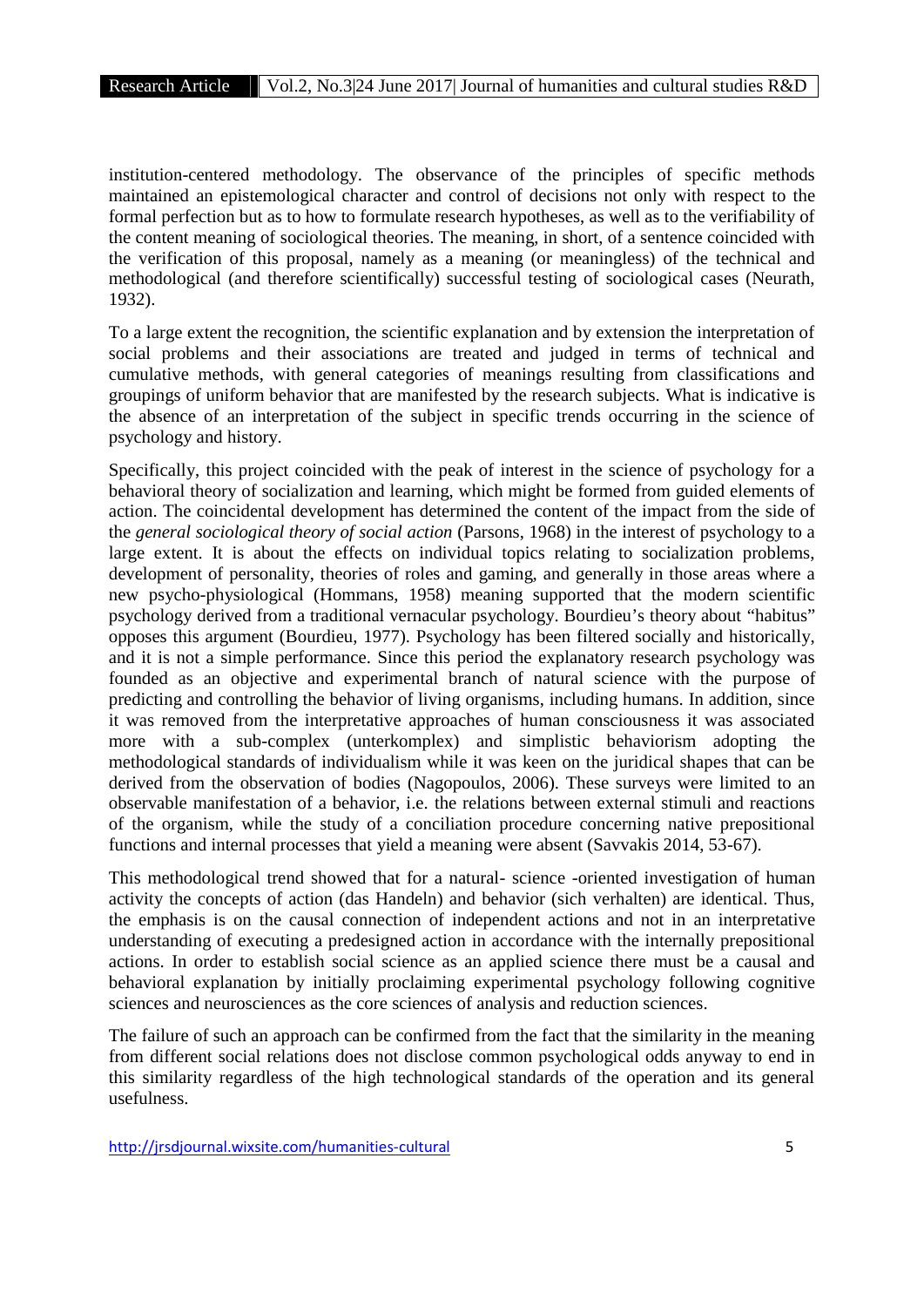institution-centered methodology. The observance of the principles of specific methods maintained an epistemological character and control of decisions not only with respect to the formal perfection but as to how to formulate research hypotheses, as well as to the verifiability of the content meaning of sociological theories. The meaning, in short, of a sentence coincided with the verification of this proposal, namely as a meaning (or meaningless) of the technical and methodological (and therefore scientifically) successful testing of sociological cases (Neurath, 1932).

To a large extent the recognition, the scientific explanation and by extension the interpretation of social problems and their associations are treated and judged in terms of technical and cumulative methods, with general categories of meanings resulting from classifications and groupings of uniform behavior that are manifested by the research subjects. What is indicative is the absence of an interpretation of the subject in specific trends occurring in the science of psychology and history.

Specifically, this project coincided with the peak of interest in the science of psychology for a behavioral theory of socialization and learning, which might be formed from guided elements of action. The coincidental development has determined the content of the impact from the side of the *general sociological theory of social action* (Parsons, 1968) in the interest of psychology to a large extent. It is about the effects on individual topics relating to socialization problems, development of personality, theories of roles and gaming, and generally in those areas where a new psycho-physiological (Hommans, 1958) meaning supported that the modern scientific psychology derived from a traditional vernacular psychology. Bourdieu's theory about "habitus" opposes this argument (Bourdieu, 1977). Psychology has been filtered socially and historically, and it is not a simple performance. Since this period the explanatory research psychology was founded as an objective and experimental branch of natural science with the purpose of predicting and controlling the behavior of living organisms, including humans. In addition, since it was removed from the interpretative approaches of human consciousness it was associated more with a sub-complex (unterkomplex) and simplistic behaviorism adopting the methodological standards of individualism while it was keen on the juridical shapes that can be derived from the observation of bodies (Nagopoulos, 2006). These surveys were limited to an observable manifestation of a behavior, i.e. the relations between external stimuli and reactions of the organism, while the study of a conciliation procedure concerning native prepositional functions and internal processes that yield a meaning were absent (Savvakis 2014, 53-67).

This methodological trend showed that for a natural- science -oriented investigation of human activity the concepts of action (das Handeln) and behavior (sich verhalten) are identical. Thus, the emphasis is on the causal connection of independent actions and not in an interpretative understanding of executing a predesigned action in accordance with the internally prepositional actions. In order to establish social science as an applied science there must be a causal and behavioral explanation by initially proclaiming experimental psychology following cognitive sciences and neurosciences as the core sciences of analysis and reduction sciences.

The failure of such an approach can be confirmed from the fact that the similarity in the meaning from different social relations does not disclose common psychological odds anyway to end in this similarity regardless of the high technological standards of the operation and its general usefulness.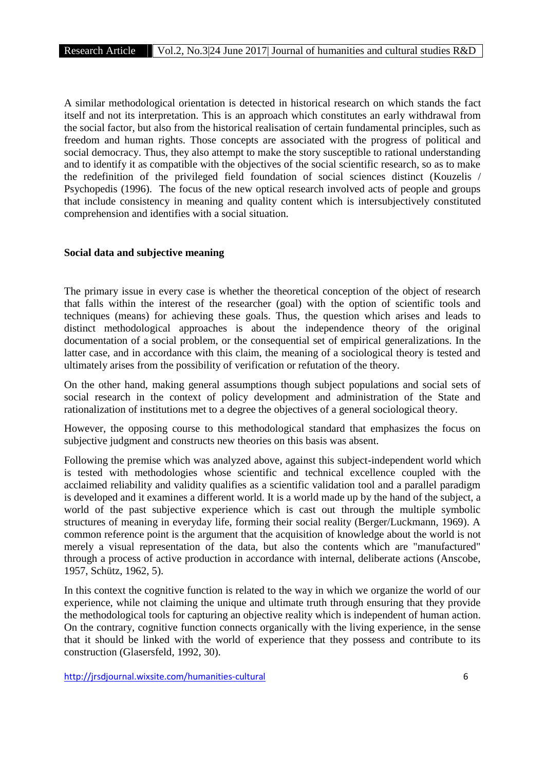A similar methodological orientation is detected in historical research on which stands the fact itself and not its interpretation. This is an approach which constitutes an early withdrawal from the social factor, but also from the historical realisation of certain fundamental principles, such as freedom and human rights. Those concepts are associated with the progress of political and social democracy. Thus, they also attempt to make the story susceptible to rational understanding and to identify it as compatible with the objectives of the social scientific research, so as to make the redefinition of the privileged field foundation of social sciences distinct (Kouzelis / Psychopedis (1996). The focus of the new optical research involved acts of people and groups that include consistency in meaning and quality content which is intersubjectively constituted comprehension and identifies with a social situation.

**Social data and subjective meaning**

The primary issue in every case is whether the theoretical conception of the object of research that falls within the interest of the researcher (goal) with the option of scientific tools and techniques (means) for achieving these goals. Thus, the question which arises and leads to distinct methodological approaches is about the independence theory of the original documentation of a social problem, or the consequential set of empirical generalizations. In the latter case, and in accordance with this claim, the meaning of a sociological theory is tested and ultimately arises from the possibility of verification or refutation of the theory.

On the other hand, making general assumptions though subject populations and social sets of social research in the context of policy development and administration of the State and rationalization of institutions met to a degree the objectives of a general sociological theory.

However, the opposing course to this methodological standard that emphasizes the focus on subjective judgment and constructs new theories on this basis was absent.

Following the premise which was analyzed above, against this subject-independent world which is tested with methodologies whose scientific and technical excellence coupled with the acclaimed reliability and validity qualifies as a scientific validation tool and a parallel paradigm is developed and it examines a different world. It is a world made up by the hand of the subject, a world of the past subjective experience which is cast out through the multiple symbolic structures of meaning in everyday life, forming their social reality (Berger/Luckmann, 1969). A common reference point is the argument that the acquisition of knowledge about the world is not merely a visual representation of the data, but also the contents which are "manufactured" through a process of active production in accordance with internal, deliberate actions (Anscobe, 1957, Schütz, 1962, 5).

In this context the cognitive function is related to the way in which we organize the world of our experience, while not claiming the unique and ultimate truth through ensuring that they provide the methodological tools for capturing an objective reality which is independent of human action. On the contrary, cognitive function connects organically with the living experience, in the sense that it should be linked with the world of experience that they possess and contribute to its construction (Glasersfeld, 1992, 30).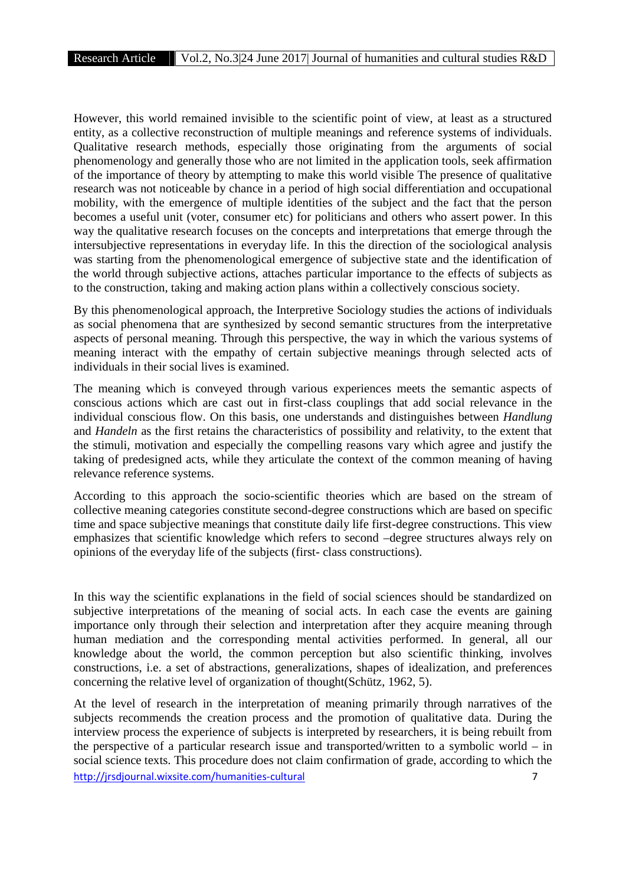However, this world remained invisible to the scientific point of view, at least as a structured entity, as a collective reconstruction of multiple meanings and reference systems of individuals. Qualitative research methods, especially those originating from the arguments of social phenomenology and generally those who are not limited in the application tools, seek affirmation of the importance of theory by attempting to make this world visible The presence of qualitative research was not noticeable by chance in a period of high social differentiation and occupational mobility, with the emergence of multiple identities of the subject and the fact that the person becomes a useful unit (voter, consumer etc) for politicians and others who assert power. In this way the qualitative research focuses on the concepts and interpretations that emerge through the intersubjective representations in everyday life. In this the direction of the sociological analysis was starting from the phenomenological emergence of subjective state and the identification of the world through subjective actions, attaches particular importance to the effects of subjects as to the construction, taking and making action plans within a collectively conscious society.

By this phenomenological approach, the Interpretive Sociology studies the actions of individuals as social phenomena that are synthesized by second semantic structures from the interpretative aspects of personal meaning. Through this perspective, the way in which the various systems of meaning interact with the empathy of certain subjective meanings through selected acts of individuals in their social lives is examined.

The meaning which is conveyed through various experiences meets the semantic aspects of conscious actions which are cast out in first-class couplings that add social relevance in the individual conscious flow. On this basis, one understands and distinguishes between *Handlung* and *Handeln* as the first retains the characteristics of possibility and relativity, to the extent that the stimuli, motivation and especially the compelling reasons vary which agree and justify the taking of predesigned acts, while they articulate the context of the common meaning of having relevance reference systems.

According to this approach the socio-scientific theories which are based on the stream of collective meaning categories constitute second-degree constructions which are based on specific time and space subjective meanings that constitute daily life first-degree constructions. This view emphasizes that scientific knowledge which refers to second –degree structures always rely on opinions of the everyday life of the subjects (first- class constructions).

In this way the scientific explanations in the field of social sciences should be standardized on subjective interpretations of the meaning of social acts. In each case the events are gaining importance only through their selection and interpretation after they acquire meaning through human mediation and the corresponding mental activities performed. In general, all our knowledge about the world, the common perception but also scientific thinking, involves constructions, i.e. a set of abstractions, generalizations, shapes of idealization, and preferences concerning the relative level of organization of thought(Schütz, 1962, 5).

At the level of research in the interpretation of meaning primarily through narratives of the subjects recommends the creation process and the promotion of qualitative data. During the interview process the experience of subjects is interpreted by researchers, it is being rebuilt from the perspective of a particular research issue and transported/written to a symbolic world – in social science texts. This procedure does not claim confirmation of grade, according to which the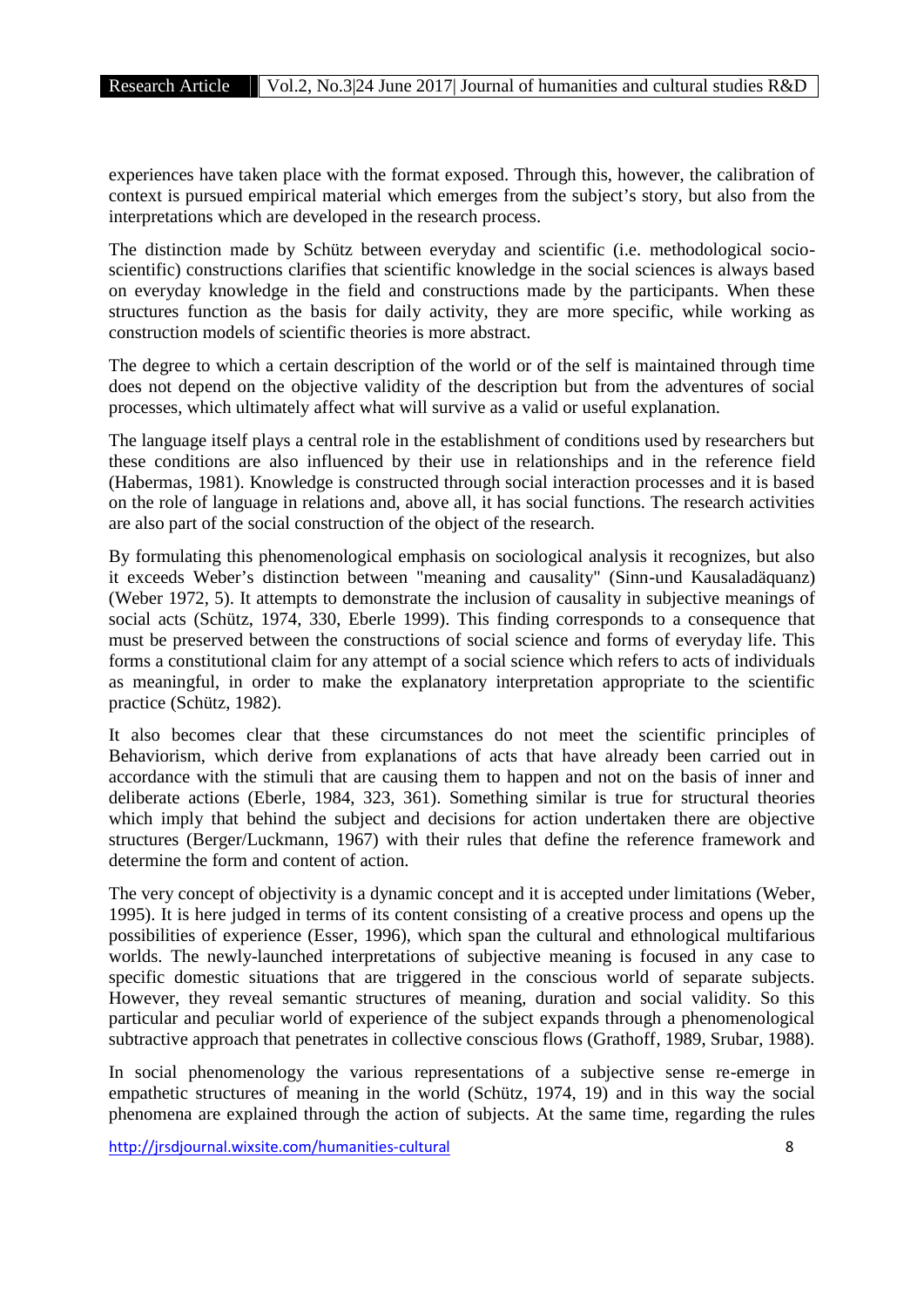experiences have taken place with the format exposed. Through this, however, the calibration of context is pursued empirical material which emerges from the subject's story, but also from the interpretations which are developed in the research process.

The distinction made by Schütz between everyday and scientific (i.e. methodological socio-scientific) constructions clarifies that scientific knowledge in the social sciences is always based on everyday knowledge in the field and constructions made by the participants. When these structures function as the basis for daily activity, they are more specific, while working as construction models of scientific theories is more abstract.

The degree to which a certain description of the world or of the self is maintained through time does not depend on the objective validity of the description but from the adventures of social processes, which ultimately affect what will survive as a valid or useful explanation.

The language itself plays a central role in the establishment of conditions used by researchers but these conditions are also influenced by their use in relationships and in the reference field (Habermas, 1981). Knowledge is constructed through social interaction processes and it is based on the role of language in relations and, above all, it has social functions. The research activities are also part of the social construction of the object of the research.

By formulating this phenomenological emphasis on sociological analysis it recognizes, but also it exceeds Weber's distinction between "meaning and causality" (Sinn-und Kausaladäquanz) (Weber 1972, 5). It attempts to demonstrate the inclusion of causality in subjective meanings of social acts (Schütz, 1974, 330, Eberle 1999). This finding corresponds to a consequence that must be preserved between the constructions of social science and forms of everyday life. This forms a constitutional claim for any attempt of a social science which refers to acts of individuals as meaningful, in order to make the explanatory interpretation appropriate to the scientific practice (Schütz, 1982).

It also becomes clear that these circumstances do not meet the scientific principles of Behaviorism, which derive from explanations of acts that have already been carried out in accordance with the stimuli that are causing them to happen and not on the basis of inner and deliberate actions (Eberle, 1984, 323, 361). Something similar is true for structural theories which imply that behind the subject and decisions for action undertaken there are objective structures (Berger/Luckmann, 1967) with their rules that define the reference framework and determine the form and content of action.

The very concept of objectivity is a dynamic concept and it is accepted under limitations (Weber, 1995). It is here judged in terms of its content consisting of a creative process and opens up the possibilities of experience (Esser, 1996), which span the cultural and ethnological multifarious worlds. The newly-launched interpretations of subjective meaning is focused in any case to specific domestic situations that are triggered in the conscious world of separate subjects. However, they reveal semantic structures of meaning, duration and social validity. So this particular and peculiar world of experience of the subject expands through a phenomenological subtractive approach that penetrates in collective conscious flows (Grathoff, 1989, Srubar, 1988).

In social phenomenology the various representations of a subjective sense re-emerge in empathetic structures of meaning in the world (Schütz, 1974, 19) and in this way the social phenomena are explained through the action of subjects. At the same time, regarding the rules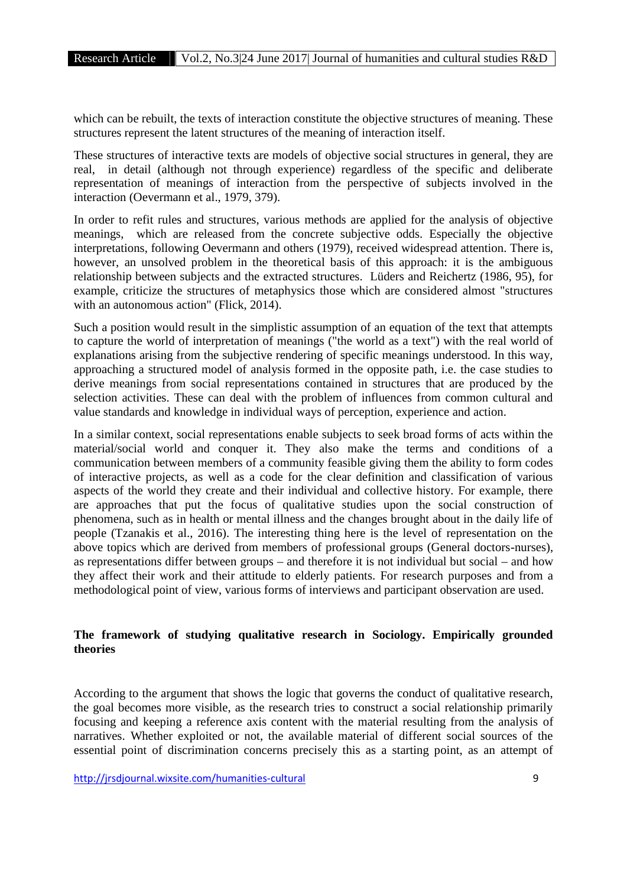which can be rebuilt, the texts of interaction constitute the objective structures of meaning. These structures represent the latent structures of the meaning of interaction itself.

These structures of interactive texts are models of objective social structures in general, they are real, in detail (although not through experience) regardless of the specific and deliberate representation of meanings of interaction from the perspective of subjects involved in the interaction (Oevermann et al., 1979, 379).

In order to refit rules and structures, various methods are applied for the analysis of objective meanings, which are released from the concrete subjective odds. Especially the objective interpretations, following Oevermann and others (1979), received widespread attention. There is, however, an unsolved problem in the theoretical basis of this approach: it is the ambiguous relationship between subjects and the extracted structures. Lüders and Reichertz (1986, 95), for example, criticize the structures of metaphysics those which are considered almost "structures with an autonomous action" (Flick, 2014).

Such a position would result in the simplistic assumption of an equation of the text that attempts to capture the world of interpretation of meanings ("the world as a text") with the real world of explanations arising from the subjective rendering of specific meanings understood. In this way, approaching a structured model of analysis formed in the opposite path, i.e. the case studies to derive meanings from social representations contained in structures that are produced by the selection activities. These can deal with the problem of influences from common cultural and value standards and knowledge in individual ways of perception, experience and action.

In a similar context, social representations enable subjects to seek broad forms of acts within the material/social world and conquer it. They also make the terms and conditions of a communication between members of a community feasible giving them the ability to form codes of interactive projects, as well as a code for the clear definition and classification of various aspects of the world they create and their individual and collective history. For example, there are approaches that put the focus of qualitative studies upon the social construction of phenomena, such as in health or mental illness and the changes brought about in the daily life of people (Tzanakis et al., 2016). The interesting thing here is the level of representation on the above topics which are derived from members of professional groups (General doctors-nurses), as representations differ between groups – and therefore it is not individual but social – and how they affect their work and their attitude to elderly patients. For research purposes and from a methodological point of view, various forms of interviews and participant observation are used.

## The framework of studying qualitative research in Sociology. Empirically grounded theories

According to the argument that shows the logic that governs the conduct of qualitative research, the goal becomes more visible, as the research tries to construct a social relationship primarily focusing and keeping a reference axis content with the material resulting from the analysis of narratives. Whether exploited or not, the available material of different social sources of the essential point of discrimination concerns precisely this as a starting point, as an attempt of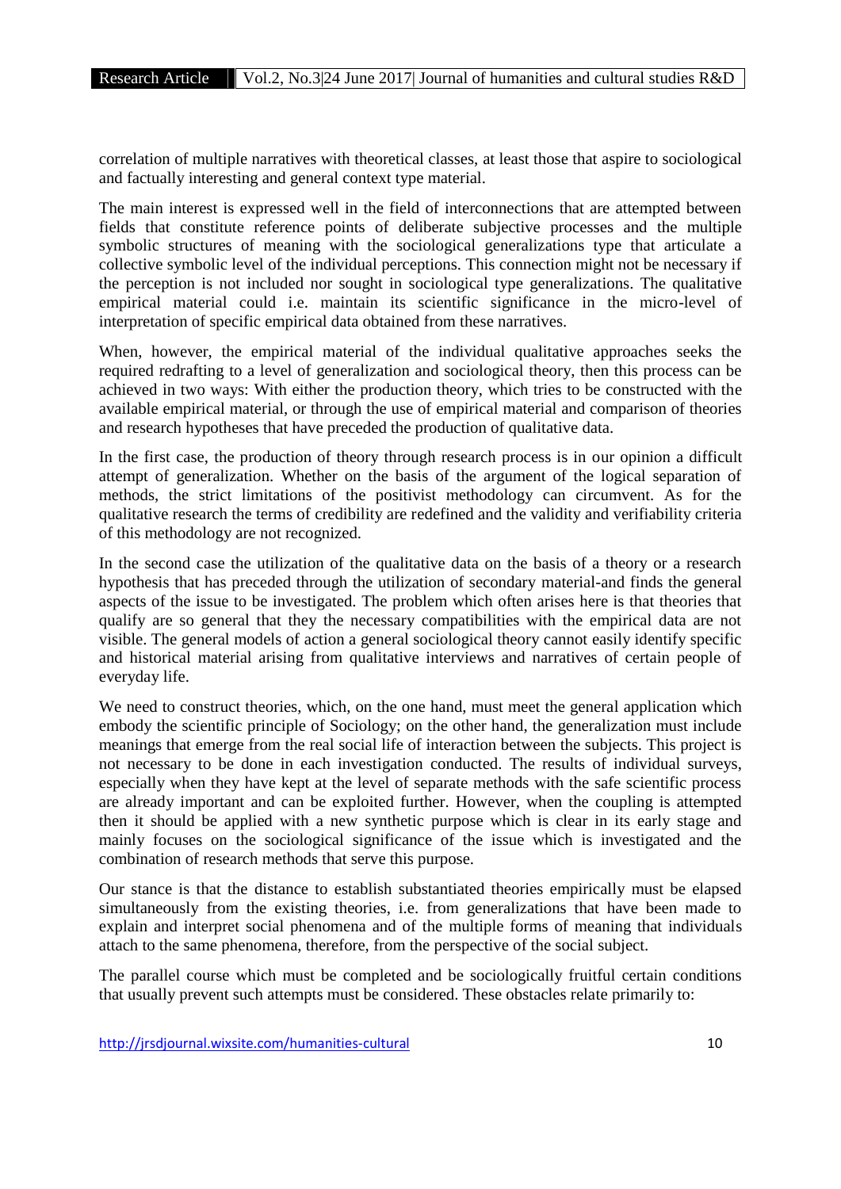correlation of multiple narratives with theoretical classes, at least those that aspire to sociological and factually interesting and general context type material.

The main interest is expressed well in the field of interconnections that are attempted between fields that constitute reference points of deliberate subjective processes and the multiple symbolic structures of meaning with the sociological generalizations type that articulate a collective symbolic level of the individual perceptions. This connection might not be necessary if the perception is not included nor sought in sociological type generalizations. The qualitative empirical material could i.e. maintain its scientific significance in the micro-level of interpretation of specific empirical data obtained from these narratives.

When, however, the empirical material of the individual qualitative approaches seeks the required redrafting to a level of generalization and sociological theory, then this process can be achieved in two ways: With either the production theory, which tries to be constructed with the available empirical material, or through the use of empirical material and comparison of theories and research hypotheses that have preceded the production of qualitative data.

In the first case, the production of theory through research process is in our opinion a difficult attempt of generalization. Whether on the basis of the argument of the logical separation of methods, the strict limitations of the positivist methodology can circumvent. As for the qualitative research the terms of credibility are redefined and the validity and verifiability criteria of this methodology are not recognized.

In the second case the utilization of the qualitative data on the basis of a theory or a research hypothesis that has preceded through the utilization of secondary material-and finds the general aspects of the issue to be investigated. The problem which often arises here is that theories that qualify are so general that they the necessary compatibilities with the empirical data are not visible. The general models of action a general sociological theory cannot easily identify specific and historical material arising from qualitative interviews and narratives of certain people of everyday life.

We need to construct theories, which, on the one hand, must meet the general application which embody the scientific principle of Sociology; on the other hand, the generalization must include meanings that emerge from the real social life of interaction between the subjects. This project is not necessary to be done in each investigation conducted. The results of individual surveys, especially when they have kept at the level of separate methods with the safe scientific process are already important and can be exploited further. However, when the coupling is attempted then it should be applied with a new synthetic purpose which is clear in its early stage and mainly focuses on the sociological significance of the issue which is investigated and the combination of research methods that serve this purpose.

Our stance is that the distance to establish substantiated theories empirically must be elapsed simultaneously from the existing theories, i.e. from generalizations that have been made to explain and interpret social phenomena and of the multiple forms of meaning that individuals attach to the same phenomena, therefore, from the perspective of the social subject.

The parallel course which must be completed and be sociologically fruitful certain conditions that usually prevent such attempts must be considered. These obstacles relate primarily to: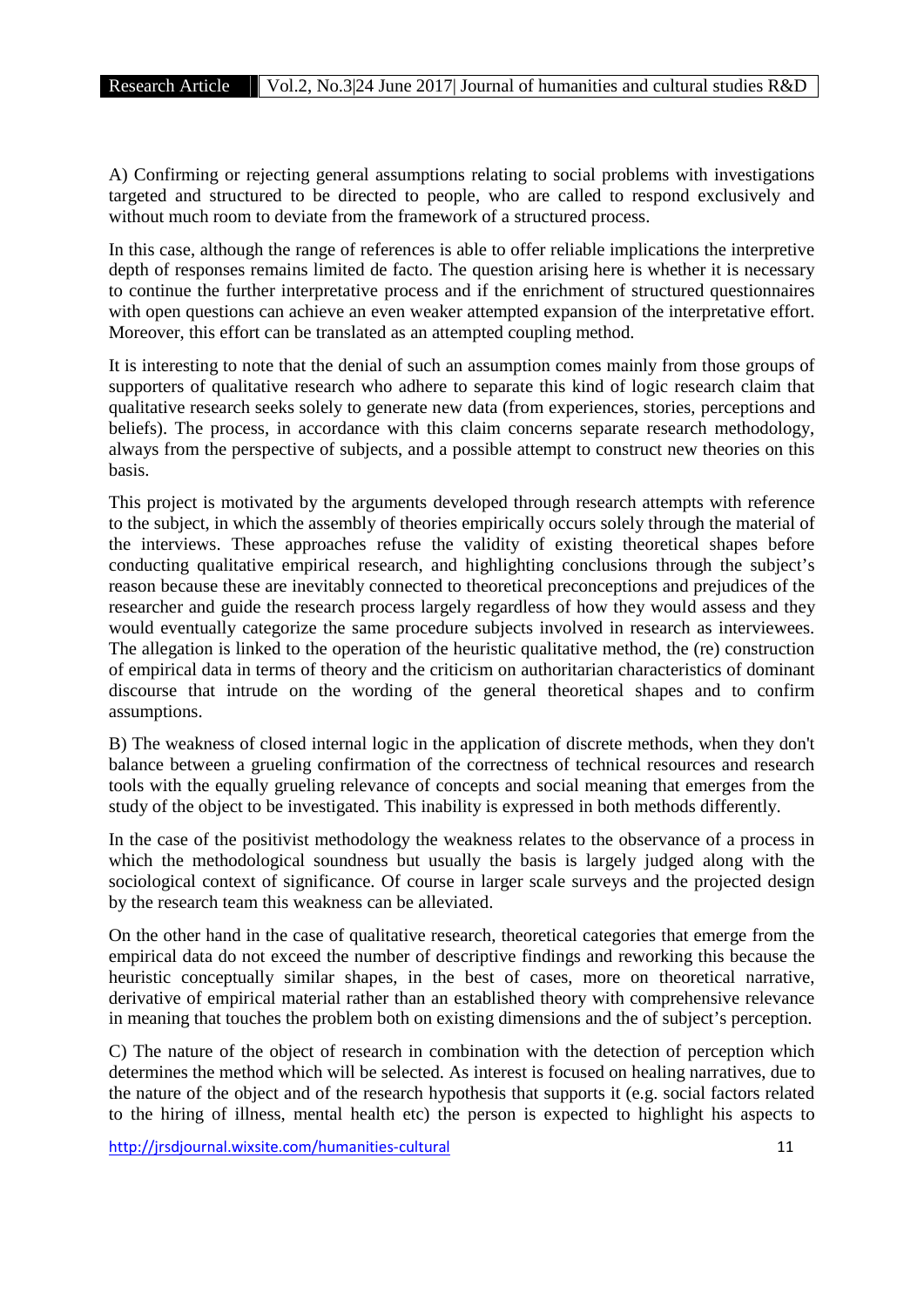A) Confirming or rejecting general assumptions relating to social problems with investigations targeted and structured to be directed to people, who are called to respond exclusively and without much room to deviate from the framework of a structured process.

In this case, although the range of references is able to offer reliable implications the interpretive depth of responses remains limited de facto. The question arising here is whether it is necessary to continue the further interpretative process and if the enrichment of structured questionnaires with open questions can achieve an even weaker attempted expansion of the interpretative effort. Moreover, this effort can be translated as an attempted coupling method.

It is interesting to note that the denial of such an assumption comes mainly from those groups of supporters of qualitative research who adhere to separate this kind of logic research claim that qualitative research seeks solely to generate new data (from experiences, stories, perceptions and beliefs). The process, in accordance with this claim concerns separate research methodology, always from the perspective of subjects, and a possible attempt to construct new theories on this basis.

This project is motivated by the arguments developed through research attempts with reference to the subject, in which the assembly of theories empirically occurs solely through the material of the interviews. These approaches refuse the validity of existing theoretical shapes before conducting qualitative empirical research, and highlighting conclusions through the subject's reason because these are inevitably connected to theoretical preconceptions and prejudices of the researcher and guide the research process largely regardless of how they would assess and they would eventually categorize the same procedure subjects involved in research as interviewees. The allegation is linked to the operation of the heuristic qualitative method, the (re) construction of empirical data in terms of theory and the criticism on authoritarian characteristics of dominant discourse that intrude on the wording of the general theoretical shapes and to confirm assumptions.

B) The weakness of closed internal logic in the application of discrete methods, when they don't balance between a grueling confirmation of the correctness of technical resources and research tools with the equally grueling relevance of concepts and social meaning that emerges from the study of the object to be investigated. This inability is expressed in both methods differently.

In the case of the positivist methodology the weakness relates to the observance of a process in which the methodological soundness but usually the basis is largely judged along with the sociological context of significance. Of course in larger scale surveys and the projected design by the research team this weakness can be alleviated.

On the other hand in the case of qualitative research, theoretical categories that emerge from the empirical data do not exceed the number of descriptive findings and reworking this because the heuristic conceptually similar shapes, in the best of cases, more on theoretical narrative, derivative of empirical material rather than an established theory with comprehensive relevance in meaning that touches the problem both on existing dimensions and the of subject's perception.

C) The nature of the object of research in combination with the detection of perception which determines the method which will be selected. As interest is focused on healing narratives, due to the nature of the object and of the research hypothesis that supports it (e.g. social factors related to the hiring of illness, mental health etc) the person is expected to highlight his aspects to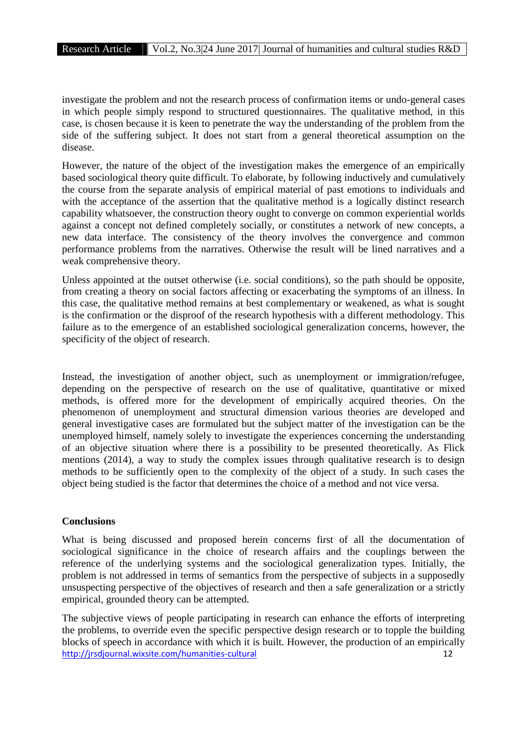investigate the problem and not the research process of confirmation items or undo-general cases in which people simply respond to structured questionnaires. The qualitative method, in this case, is chosen because it is keen to penetrate the way the understanding of the problem from the side of the suffering subject. It does not start from a general theoretical assumption on the disease.

However, the nature of the object of the investigation makes the emergence of an empirically based sociological theory quite difficult. To elaborate, by following inductively and cumulatively the course from the separate analysis of empirical material of past emotions to individuals and with the acceptance of the assertion that the qualitative method is a logically distinct research capability whatsoever, the construction theory ought to converge on common experiential worlds against a concept not defined completely socially, or constitutes a network of new concepts, a new data interface. The consistency of the theory involves the convergence and common performance problems from the narratives. Otherwise the result will be lined narratives and a weak comprehensive theory.

Unless appointed at the outset otherwise (i.e. social conditions), so the path should be opposite, from creating a theory on social factors affecting or exacerbating the symptoms of an illness. In this case, the qualitative method remains at best complementary or weakened, as what is sought is the confirmation or the disproof of the research hypothesis with a different methodology. This failure as to the emergence of an established sociological generalization concerns, however, the specificity of the object of research.

Instead, the investigation of another object, such as unemployment or immigration/refugee, depending on the perspective of research on the use of qualitative, quantitative or mixed methods, is offered more for the development of empirically acquired theories. On the phenomenon of unemployment and structural dimension various theories are developed and general investigative cases are formulated but the subject matter of the investigation can be the unemployed himself, namely solely to investigate the experiences concerning the understanding of an objective situation where there is a possibility to be presented theoretically. As Flick mentions (2014), a way to study the complex issues through qualitative research is to design methods to be sufficiently open to the complexity of the object of a study. In such cases the object being studied is the factor that determines the choice of a method and not vice versa.

## Conclusions

What is being discussed and proposed herein concerns first of all the documentation of sociological significance in the choice of research affairs and the couplings between the reference of the underlying systems and the sociological generalization types. Initially, the problem is not addressed in terms of semantics from the perspective of subjects in a supposedly unsuspecting perspective of the objectives of research and then a safe generalization or a strictly empirical, grounded theory can be attempted.

The subjective views of people participating in research can enhance the efforts of interpreting the problems, to override even the specific perspective design research or to topple the building blocks of speech in accordance with which it is built. However, the production of an empirically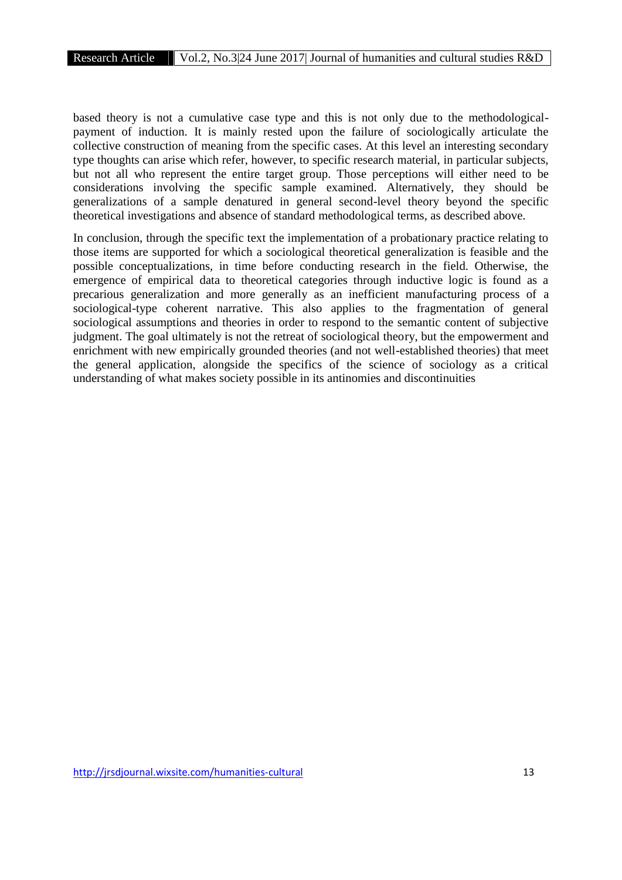based theory is not a cumulative case type and this is not only due to the methodological-payment of induction. It is mainly rested upon the failure of sociologically articulate the collective construction of meaning from the specific cases. At this level an interesting secondary type thoughts can arise which refer, however, to specific research material, in particular subjects, but not all who represent the entire target group. Those perceptions will either need to be considerations involving the specific sample examined. Alternatively, they should be generalizations of a sample denatured in general second-level theory beyond the specific theoretical investigations and absence of standard methodological terms, as described above.

In conclusion, through the specific text the implementation of a probationary practice relating to those items are supported for which a sociological theoretical generalization is feasible and the possible conceptualizations, in time before conducting research in the field. Otherwise, the emergence of empirical data to theoretical categories through inductive logic is found as a precarious generalization and more generally as an inefficient manufacturing process of a sociological-type coherent narrative. This also applies to the fragmentation of general sociological assumptions and theories in order to respond to the semantic content of subjective judgment. The goal ultimately is not the retreat of sociological theory, but the empowerment and enrichment with new empirically grounded theories (and not well-established theories) that meet the general application, alongside the specifics of the science of sociology as a critical understanding of what makes society possible in its antinomies and discontinuities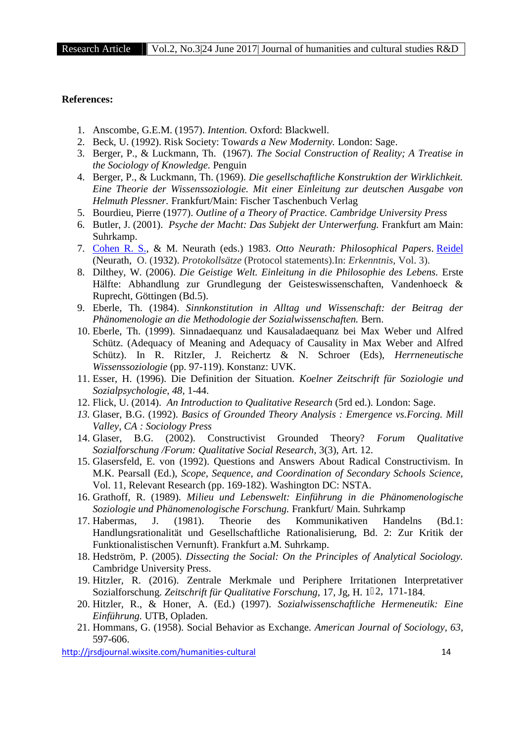**References:**

1. Anscombe, G.E.M. (1957). *Intention.* Oxford: Blackwell.
2. Beck, U. (1992). Risk Society: To*wards a New Modernity.* London: Sage.
3. Berger, P., & Luckmann, Th. (1967). *The Social Construction of Reality; A Treatise in the Sociology of Knowledge.* Penguin
4. Berger, P., & Luckmann, Th. (1969). *Die gesellschaftliche Konstruktion der Wirklichkeit. Eine Theorie der Wissenssoziologie. Mit einer Einleitung zur deutschen Ausgabe von Helmuth Plessner.* Frankfurt/Main: Fischer Taschenbuch Verlag
5. Bourdieu, Pierre (1977). *Outline of a Theory of Practice. Cambridge University Press*
6. Butler, J. (2001). *Psyche der Macht: Das Subjekt der Unterwerfung.* Frankfurt am Main: Suhrkamp.
7. Cohen R. S., & M. Neurath (eds.) 1983. *Otto Neurath: Philosophical Papers*. Reidel (Neurath, O. (1932). *Protokollsätze* (Protocol statements).In: *Erkenntnis,* Vol. 3).
8. Dilthey, W. (2006). *Die Geistige Welt. Einleitung in die Philosophie des Lebens.* Erste Hälfte: Abhandlung zur Grundlegung der Geisteswissenschaften, Vandenhoeck & Ruprecht, Göttingen (Bd.5).
9. Eberle, Th. (1984). *Sinnkonstitution in Alltag und Wissenschaft: der Beitrag der Phänomenologie an die Methodologie der Sozialwissenschaften.* Bern.
10. Eberle, Th. (1999). Sinnadaequanz und Kausaladaequanz bei Max Weber und Alfred Schütz. (Adequacy of Meaning and Adequacy of Causality in Max Weber and Alfred Schütz). In R. RitzIer, J. Reichertz & N. Schroer (Eds), *Herrneneutische Wissenssoziologie* (pp. 97-119). Konstanz: UVK.
11. Esser, H. (1996). Die Definition der Situation. *Koelner Zeitschrift für Soziologie und Sozialpsychologie, 48,* 1-44.
12. Flick, U. (2014). *An Introduction to Qualitative Research* (5rd ed.). London: Sage.
13. Glaser, B.G. (1992). *Basics of Grounded Theory Analysis : Emergence vs.Forcing. Mill Valley, CA : Sociology Press*
14. Glaser, B.G. (2002). Constructivist Grounded Theory? *Forum Qualitative Sozialforschung /Forum: Qualitative Social Research,* 3(3), Art. 12.
15. Glasersfeld, E. von (1992). Questions and Answers About Radical Constructivism. In M.K. Pearsall (Ed.), *Scope, Sequence, and Coordination of Secondary Schools Science,* Vol. 11, Relevant Research (pp. 169-182). Washington DC: NSTA.
16. Grathoff, R. (1989). *Milieu und Lebenswelt: Einführung in die Phänomenologische Soziologie und Phänomenologische Forschung.* Frankfurt/ Main. Suhrkamp
17. Habermas, J. (1981). Theorie des Kommunikativen Handelns (Bd.1: Handlungsrationalität und Gesellschaftliche Rationalisierung, Bd. 2: Zur Kritik der Funktionalistischen Vernunft). Frankfurt a.M. Suhrkamp.
18. Hedström, P. (2005). *Dissecting the Social: On the Principles of Analytical Sociology.* Cambridge University Press.
19. Hitzler, R. (2016). Zentrale Merkmale und Periphere Irritationen Interpretativer Sozialforschung. *Zeitschrift für Qualitative Forschung,* 17, Jg, H. 1‑2, 171-184.
20. Hitzler, R., & Honer, A. (Ed.) (1997). *Sozialwissenschaftliche Hermeneutik: Eine Einführung.* UTB, Opladen.
21. Hommans, G. (1958). Social Behavior as Exchange. *American Journal of Sociology, 63,* 597-606.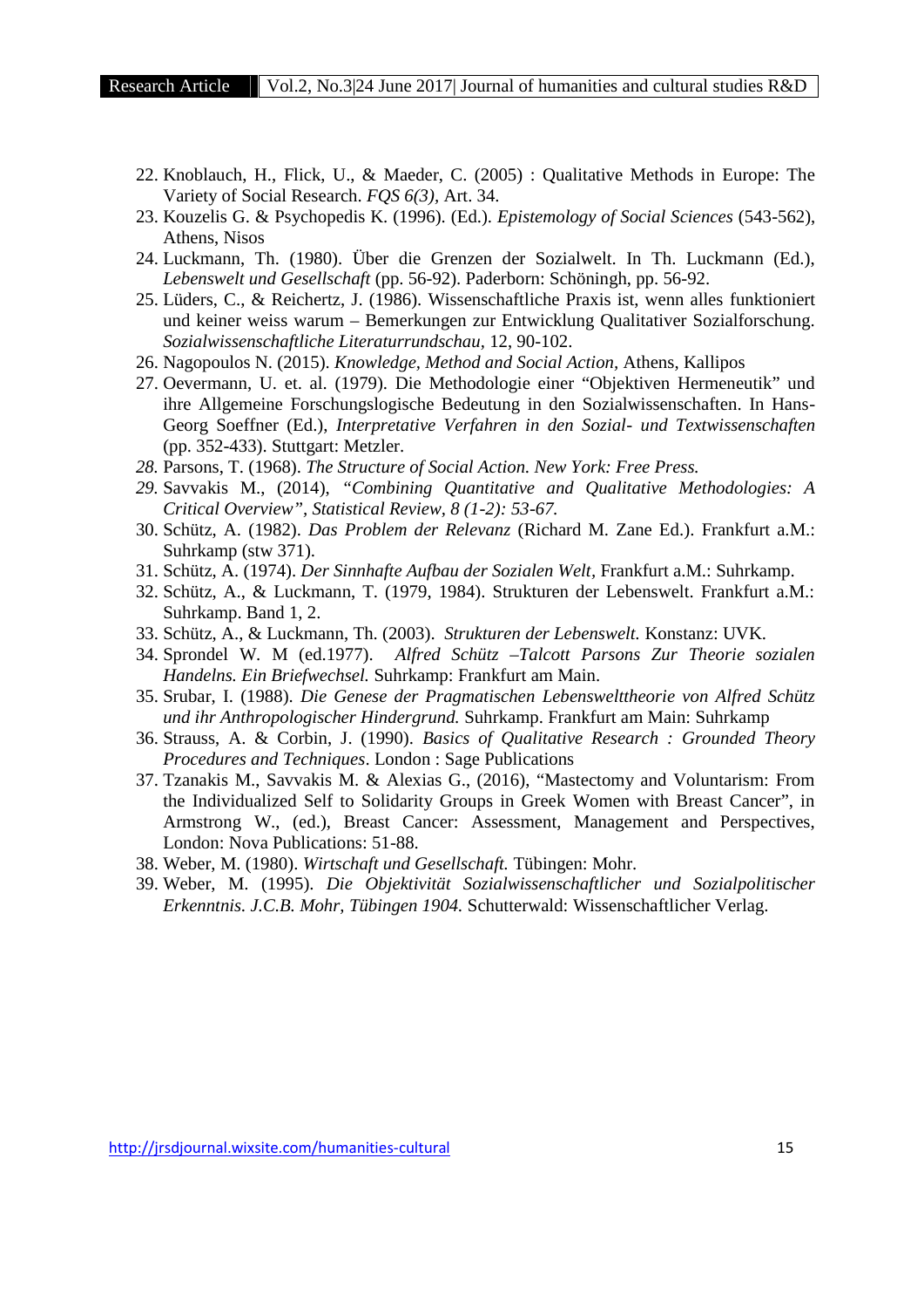22. Knoblauch, H., Flick, U., & Maeder, C. (2005) : Qualitative Methods in Europe: The Variety of Social Research. *FQS 6(3)*, Art. 34.
23. Kouzelis G. & Psychopedis K. (1996). (Ed.). *Epistemology of Social Sciences* (543-562), Athens, Nisos
24. Luckmann, Th. (1980). Über die Grenzen der Sozialwelt. In Th. Luckmann (Ed.), *Lebenswelt und Gesellschaft* (pp. 56-92). Paderborn: Schöningh, pp. 56-92.
25. Lüders, C., & Reichertz, J. (1986). Wissenschaftliche Praxis ist, wenn alles funktioniert und keiner weiss warum – Bemerkungen zur Entwicklung Qualitativer Sozialforschung. *Sozialwissenschaftliche Literaturrundschau*, 12, 90-102.
26. Nagopoulos N. (2015). *Knowledge, Method and Social Action*, Athens, Kallipos
27. Oevermann, U. et. al. (1979). Die Methodologie einer "Objektiven Hermeneutik" und ihre Allgemeine Forschungslogische Bedeutung in den Sozialwissenschaften. In Hans-Georg Soeffner (Ed.), *Interpretative Verfahren in den Sozial- und Textwissenschaften* (pp. 352-433). Stuttgart: Metzler.
28. Parsons, T. (1968). *The Structure of Social Action. New York: Free Press.*
29. Savvakis M., (2014), *"Combining Quantitative and Qualitative Methodologies: A Critical Overview", Statistical Review, 8 (1-2): 53-67.*
30. Schütz, A. (1982). *Das Problem der Relevanz* (Richard M. Zane Ed.). Frankfurt a.M.: Suhrkamp (stw 371).
31. Schütz, A. (1974). *Der Sinnhafte Aufbau der Sozialen Welt*, Frankfurt a.M.: Suhrkamp.
32. Schütz, A., & Luckmann, T. (1979, 1984). Strukturen der Lebenswelt. Frankfurt a.M.: Suhrkamp. Band 1, 2.
33. Schütz, A., & Luckmann, Th. (2003). *Strukturen der Lebenswelt.* Konstanz: UVK.
34. Sprondel W. M (ed.1977). *Alfred Schütz –Talcott Parsons Zur Theorie sozialen Handelns. Ein Briefwechsel.* Suhrkamp: Frankfurt am Main.
35. Srubar, I. (1988). *Die Genese der Pragmatischen Lebensweltheorie von Alfred Schütz und ihr Anthropologischer Hindergrund.* Suhrkamp. Frankfurt am Main: Suhrkamp
36. Strauss, A. & Corbin, J. (1990). *Basics of Qualitative Research : Grounded Theory Procedures and Techniques*. London : Sage Publications
37. Tzanakis M., Savvakis M. & Alexias G., (2016), "Mastectomy and Voluntarism: From the Individualized Self to Solidarity Groups in Greek Women with Breast Cancer", in Armstrong W., (ed.), Breast Cancer: Assessment, Management and Perspectives, London: Nova Publications: 51-88.
38. Weber, M. (1980). *Wirtschaft und Gesellschaft.* Tübingen: Mohr.
39. Weber, M. (1995). *Die Objektivität Sozialwissenschaftlicher und Sozialpolitischer Erkenntnis. J.C.B. Mohr, Tübingen 1904.* Schutterwald: Wissenschaftlicher Verlag.